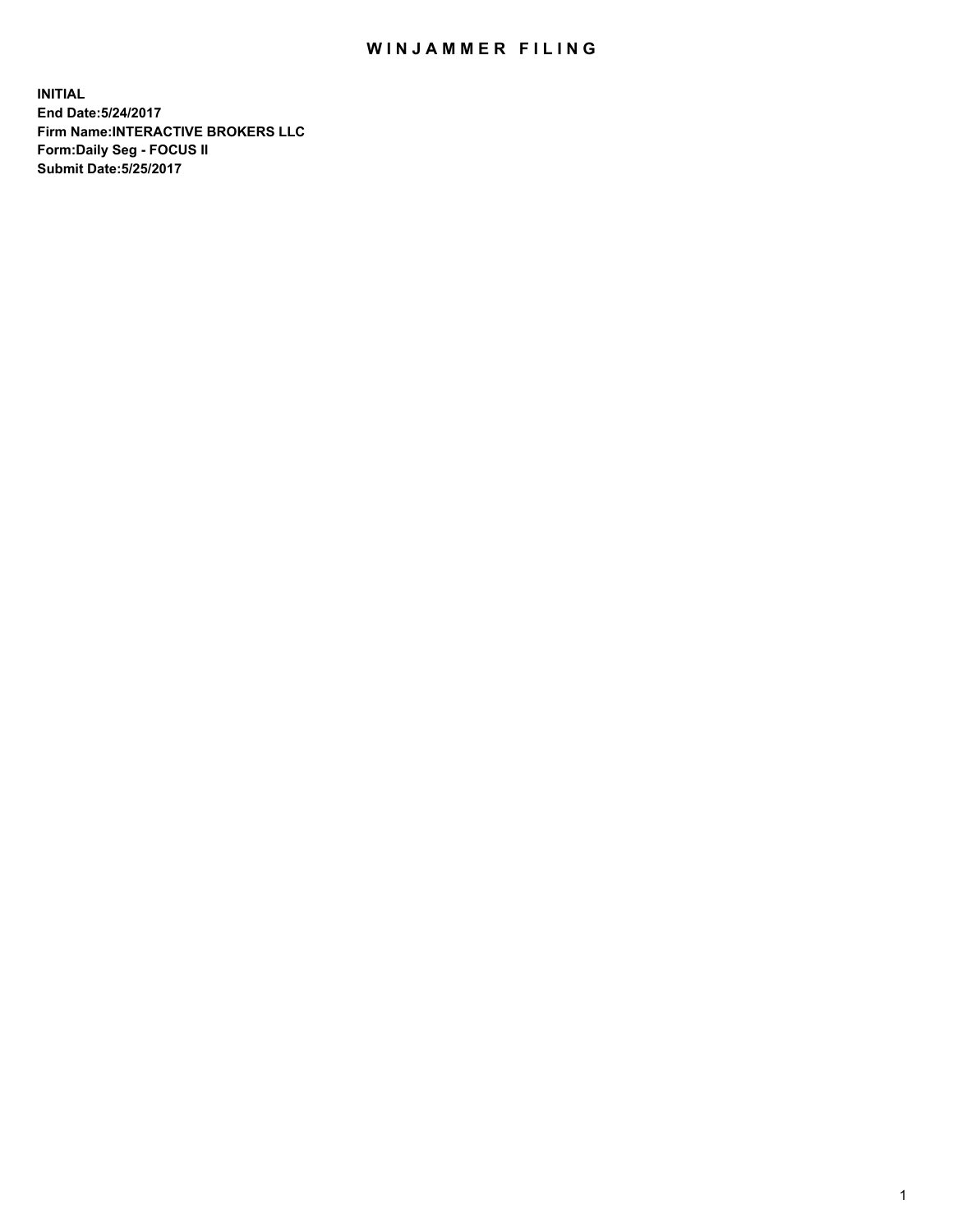# WINJAMMER FILING

**INITIAL**
**End Date:5/24/2017**
**Firm Name:INTERACTIVE BROKERS LLC**
**Form:Daily Seg - FOCUS II**
**Submit Date:5/25/2017**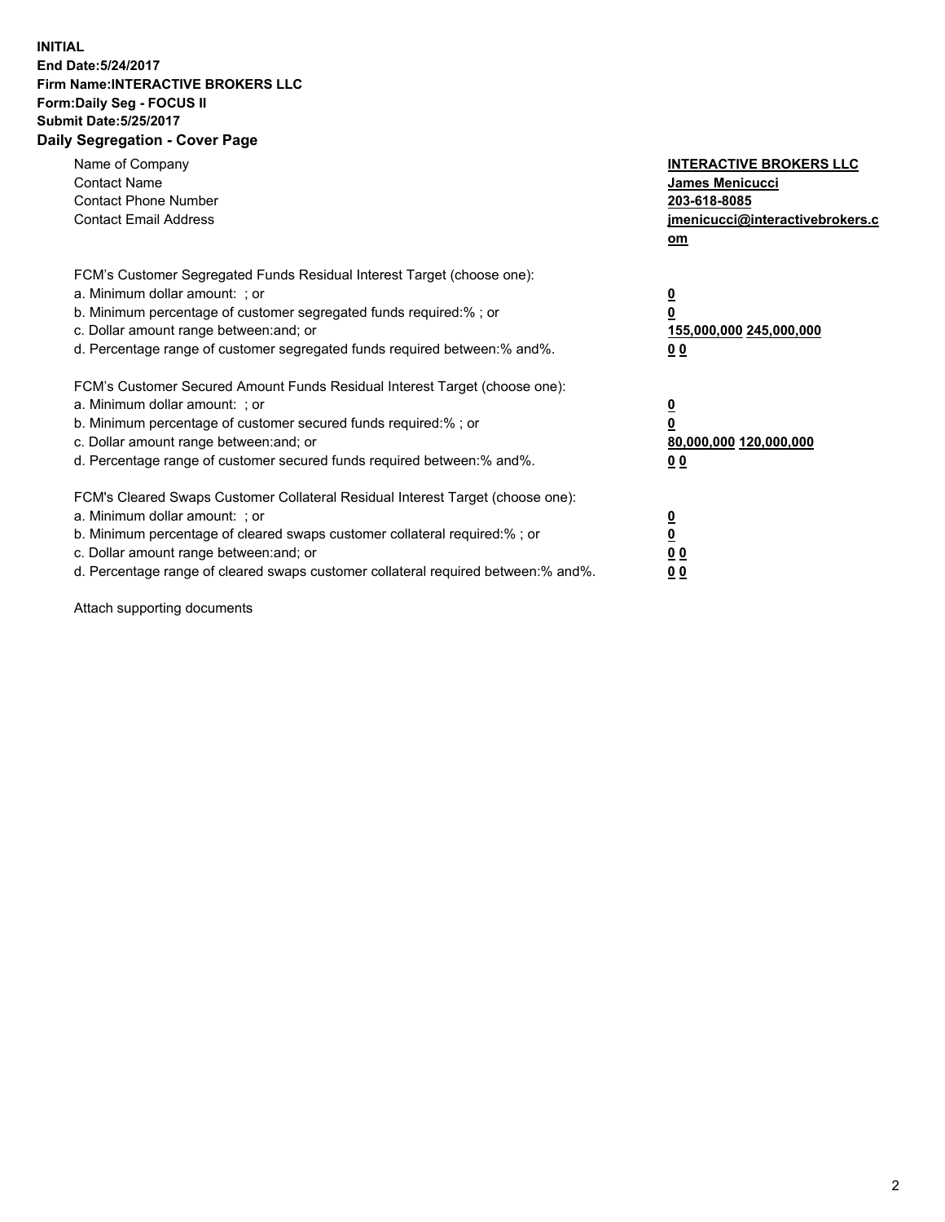**INITIAL**
**End Date:5/24/2017**
**Firm Name:INTERACTIVE BROKERS LLC**
**Form:Daily Seg - FOCUS II**
**Submit Date:5/25/2017**
**Daily Segregation - Cover Page**

| | |
|---|---|
| Name of Company | **INTERACTIVE BROKERS LLC** |
| Contact Name | **James Menicucci** |
| Contact Phone Number | **203-618-8085** |
| Contact Email Address | **jmenicucci@interactivebrokers.com** |

FCM's Customer Segregated Funds Residual Interest Target (choose one):

| | |
|---|---|
| a. Minimum dollar amount: ; or | **0** |
| b. Minimum percentage of customer segregated funds required:% ; or | **0** |
| c. Dollar amount range between:and; or | **155,000,000 245,000,000** |
| d. Percentage range of customer segregated funds required between:% and%. | **0 0** |

FCM's Customer Secured Amount Funds Residual Interest Target (choose one):

| | |
|---|---|
| a. Minimum dollar amount: ; or | **0** |
| b. Minimum percentage of customer secured funds required:% ; or | **0** |
| c. Dollar amount range between:and; or | **80,000,000 120,000,000** |
| d. Percentage range of customer secured funds required between:% and%. | **0 0** |

FCM's Cleared Swaps Customer Collateral Residual Interest Target (choose one):

| | |
|---|---|
| a. Minimum dollar amount: ; or | **0** |
| b. Minimum percentage of cleared swaps customer collateral required:% ; or | **0** |
| c. Dollar amount range between:and; or | **0 0** |
| d. Percentage range of cleared swaps customer collateral required between:% and%. | **0 0** |

Attach supporting documents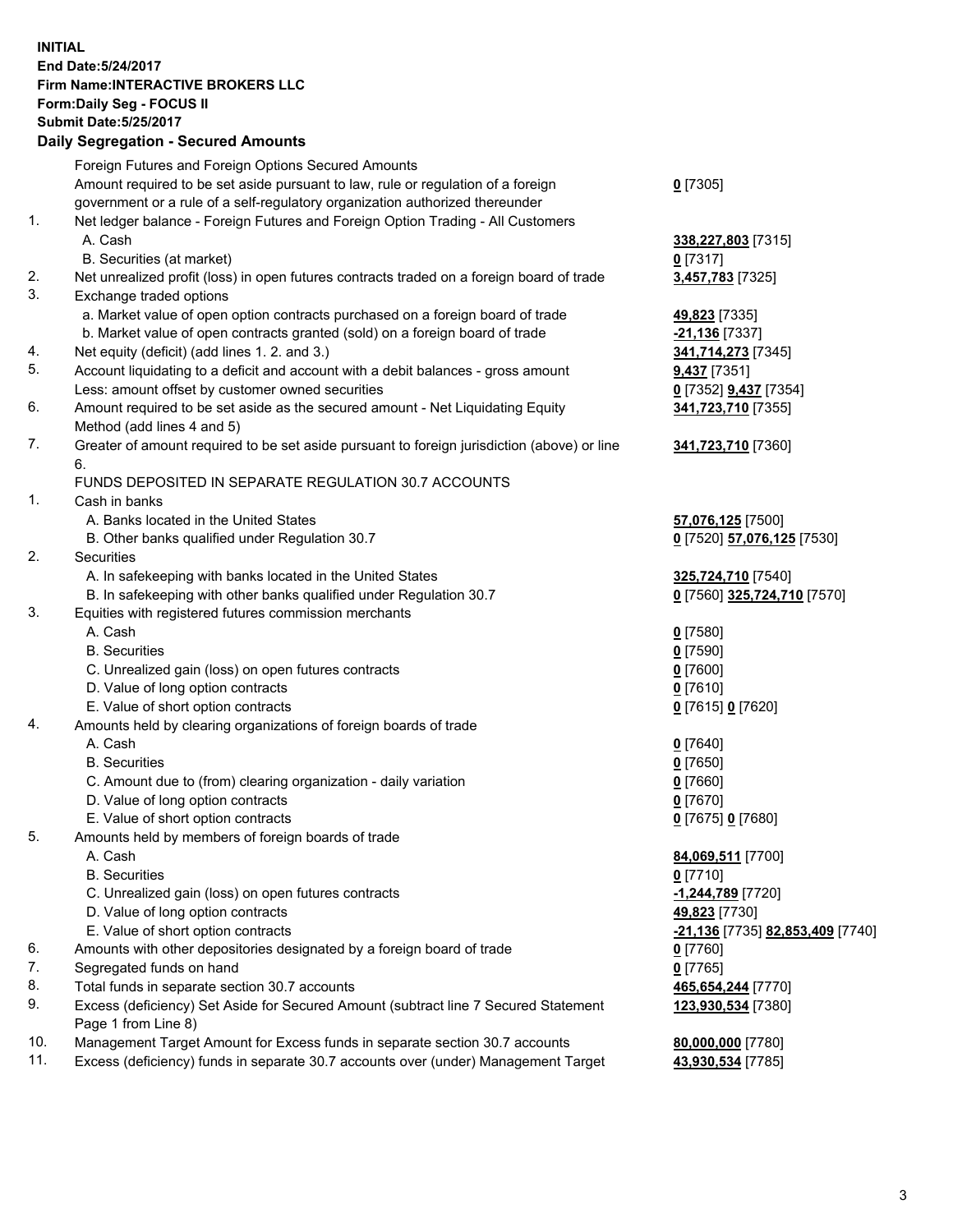**INITIAL**
**End Date:5/24/2017**
**Firm Name:INTERACTIVE BROKERS LLC**
**Form:Daily Seg - FOCUS II**
**Submit Date:5/25/2017**

## Daily Segregation - Secured Amounts

| | | |
|---|---|---|
| | Foreign Futures and Foreign Options Secured Amounts | |
| | Amount required to be set aside pursuant to law, rule or regulation of a foreign government or a rule of a self-regulatory organization authorized thereunder | **0** [7305] |
| 1. | Net ledger balance - Foreign Futures and Foreign Option Trading - All Customers | |
| | A. Cash | **338,227,803** [7315] |
| | B. Securities (at market) | **0** [7317] |
| 2. | Net unrealized profit (loss) in open futures contracts traded on a foreign board of trade | **3,457,783** [7325] |
| 3. | Exchange traded options | |
| | a. Market value of open option contracts purchased on a foreign board of trade | **49,823** [7335] |
| | b. Market value of open contracts granted (sold) on a foreign board of trade | **-21,136** [7337] |
| 4. | Net equity (deficit) (add lines 1. 2. and 3.) | **341,714,273** [7345] |
| 5. | Account liquidating to a deficit and account with a debit balances - gross amount | **9,437** [7351] |
| | Less: amount offset by customer owned securities | **0** [7352] **9,437** [7354] |
| 6. | Amount required to be set aside as the secured amount - Net Liquidating Equity Method (add lines 4 and 5) | **341,723,710** [7355] |
| 7. | Greater of amount required to be set aside pursuant to foreign jurisdiction (above) or line 6. | **341,723,710** [7360] |
| | FUNDS DEPOSITED IN SEPARATE REGULATION 30.7 ACCOUNTS | |
| 1. | Cash in banks | |
| | A. Banks located in the United States | **57,076,125** [7500] |
| | B. Other banks qualified under Regulation 30.7 | **0** [7520] **57,076,125** [7530] |
| 2. | Securities | |
| | A. In safekeeping with banks located in the United States | **325,724,710** [7540] |
| | B. In safekeeping with other banks qualified under Regulation 30.7 | **0** [7560] **325,724,710** [7570] |
| 3. | Equities with registered futures commission merchants | |
| | A. Cash | **0** [7580] |
| | B. Securities | **0** [7590] |
| | C. Unrealized gain (loss) on open futures contracts | **0** [7600] |
| | D. Value of long option contracts | **0** [7610] |
| | E. Value of short option contracts | **0** [7615] **0** [7620] |
| 4. | Amounts held by clearing organizations of foreign boards of trade | |
| | A. Cash | **0** [7640] |
| | B. Securities | **0** [7650] |
| | C. Amount due to (from) clearing organization - daily variation | **0** [7660] |
| | D. Value of long option contracts | **0** [7670] |
| | E. Value of short option contracts | **0** [7675] **0** [7680] |
| 5. | Amounts held by members of foreign boards of trade | |
| | A. Cash | **84,069,511** [7700] |
| | B. Securities | **0** [7710] |
| | C. Unrealized gain (loss) on open futures contracts | **-1,244,789** [7720] |
| | D. Value of long option contracts | **49,823** [7730] |
| | E. Value of short option contracts | **-21,136** [7735] **82,853,409** [7740] |
| 6. | Amounts with other depositories designated by a foreign board of trade | **0** [7760] |
| 7. | Segregated funds on hand | **0** [7765] |
| 8. | Total funds in separate section 30.7 accounts | **465,654,244** [7770] |
| 9. | Excess (deficiency) Set Aside for Secured Amount (subtract line 7 Secured Statement Page 1 from Line 8) | **123,930,534** [7380] |
| 10. | Management Target Amount for Excess funds in separate section 30.7 accounts | **80,000,000** [7780] |
| 11. | Excess (deficiency) funds in separate 30.7 accounts over (under) Management Target | **43,930,534** [7785] |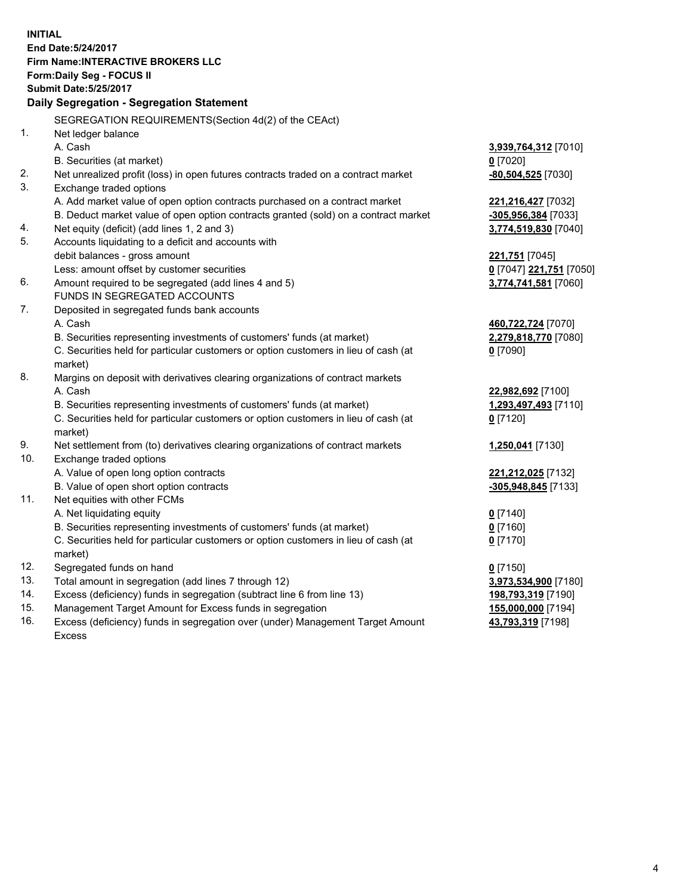**INITIAL**
**End Date:5/24/2017**
**Firm Name:INTERACTIVE BROKERS LLC**
**Form:Daily Seg - FOCUS II**
**Submit Date:5/25/2017**

## Daily Segregation - Segregation Statement

SEGREGATION REQUIREMENTS(Section 4d(2) of the CEAct)

| | | |
|---|---|---|
| 1. | Net ledger balance | |
| | A. Cash | **3,939,764,312** [7010] |
| | B. Securities (at market) | **0** [7020] |
| 2. | Net unrealized profit (loss) in open futures contracts traded on a contract market | **-80,504,525** [7030] |
| 3. | Exchange traded options | |
| | A. Add market value of open option contracts purchased on a contract market | **221,216,427** [7032] |
| | B. Deduct market value of open option contracts granted (sold) on a contract market | **-305,956,384** [7033] |
| 4. | Net equity (deficit) (add lines 1, 2 and 3) | **3,774,519,830** [7040] |
| 5. | Accounts liquidating to a deficit and accounts with debit balances - gross amount | **221,751** [7045] |
| | Less: amount offset by customer securities | **0** [7047] **221,751** [7050] |
| 6. | Amount required to be segregated (add lines 4 and 5) | **3,774,741,581** [7060] |
| | FUNDS IN SEGREGATED ACCOUNTS | |
| 7. | Deposited in segregated funds bank accounts | |
| | A. Cash | **460,722,724** [7070] |
| | B. Securities representing investments of customers' funds (at market) | **2,279,818,770** [7080] |
| | C. Securities held for particular customers or option customers in lieu of cash (at market) | **0** [7090] |
| 8. | Margins on deposit with derivatives clearing organizations of contract markets | |
| | A. Cash | **22,982,692** [7100] |
| | B. Securities representing investments of customers' funds (at market) | **1,293,497,493** [7110] |
| | C. Securities held for particular customers or option customers in lieu of cash (at market) | **0** [7120] |
| 9. | Net settlement from (to) derivatives clearing organizations of contract markets | **1,250,041** [7130] |
| 10. | Exchange traded options | |
| | A. Value of open long option contracts | **221,212,025** [7132] |
| | B. Value of open short option contracts | **-305,948,845** [7133] |
| 11. | Net equities with other FCMs | |
| | A. Net liquidating equity | **0** [7140] |
| | B. Securities representing investments of customers' funds (at market) | **0** [7160] |
| | C. Securities held for particular customers or option customers in lieu of cash (at market) | **0** [7170] |
| 12. | Segregated funds on hand | **0** [7150] |
| 13. | Total amount in segregation (add lines 7 through 12) | **3,973,534,900** [7180] |
| 14. | Excess (deficiency) funds in segregation (subtract line 6 from line 13) | **198,793,319** [7190] |
| 15. | Management Target Amount for Excess funds in segregation | **155,000,000** [7194] |
| 16. | Excess (deficiency) funds in segregation over (under) Management Target Amount Excess | **43,793,319** [7198] |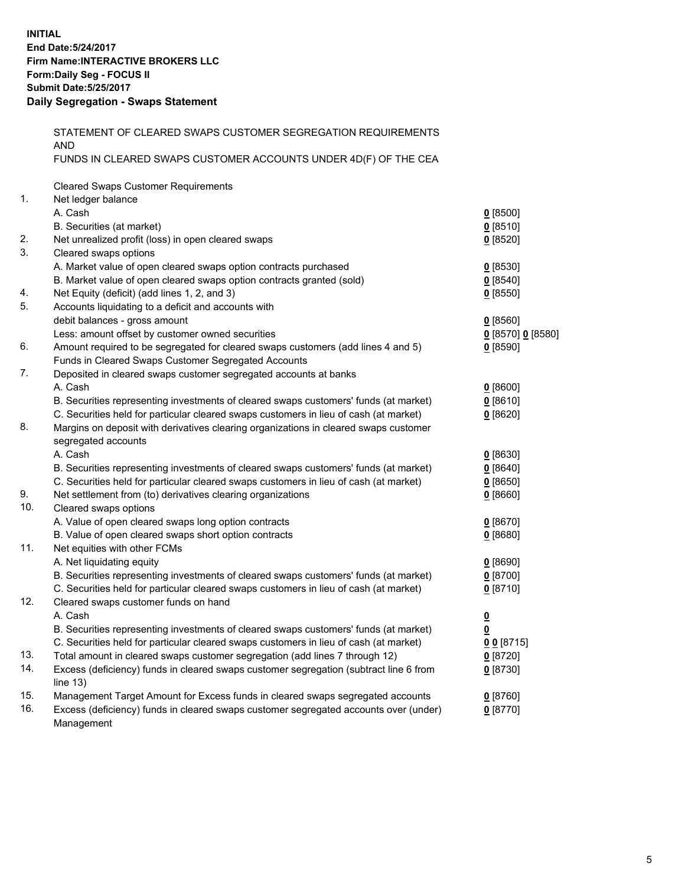**INITIAL**
**End Date:5/24/2017**
**Firm Name:INTERACTIVE BROKERS LLC**
**Form:Daily Seg - FOCUS II**
**Submit Date:5/25/2017**
**Daily Segregation - Swaps Statement**

STATEMENT OF CLEARED SWAPS CUSTOMER SEGREGATION REQUIREMENTS
AND
FUNDS IN CLEARED SWAPS CUSTOMER ACCOUNTS UNDER 4D(F) OF THE CEA

| | | |
|---|---|---|
| | Cleared Swaps Customer Requirements | |
| 1. | Net ledger balance | |
| | A. Cash | 0 [8500] |
| | B. Securities (at market) | 0 [8510] |
| 2. | Net unrealized profit (loss) in open cleared swaps | 0 [8520] |
| 3. | Cleared swaps options | |
| | A. Market value of open cleared swaps option contracts purchased | 0 [8530] |
| | B. Market value of open cleared swaps option contracts granted (sold) | 0 [8540] |
| 4. | Net Equity (deficit) (add lines 1, 2, and 3) | 0 [8550] |
| 5. | Accounts liquidating to a deficit and accounts with | |
| | debit balances - gross amount | 0 [8560] |
| | Less: amount offset by customer owned securities | 0 [8570] 0 [8580] |
| 6. | Amount required to be segregated for cleared swaps customers (add lines 4 and 5) | 0 [8590] |
| | Funds in Cleared Swaps Customer Segregated Accounts | |
| 7. | Deposited in cleared swaps customer segregated accounts at banks | |
| | A. Cash | 0 [8600] |
| | B. Securities representing investments of cleared swaps customers' funds (at market) | 0 [8610] |
| | C. Securities held for particular cleared swaps customers in lieu of cash (at market) | 0 [8620] |
| 8. | Margins on deposit with derivatives clearing organizations in cleared swaps customer segregated accounts | |
| | A. Cash | 0 [8630] |
| | B. Securities representing investments of cleared swaps customers' funds (at market) | 0 [8640] |
| | C. Securities held for particular cleared swaps customers in lieu of cash (at market) | 0 [8650] |
| 9. | Net settlement from (to) derivatives clearing organizations | 0 [8660] |
| 10. | Cleared swaps options | |
| | A. Value of open cleared swaps long option contracts | 0 [8670] |
| | B. Value of open cleared swaps short option contracts | 0 [8680] |
| 11. | Net equities with other FCMs | |
| | A. Net liquidating equity | 0 [8690] |
| | B. Securities representing investments of cleared swaps customers' funds (at market) | 0 [8700] |
| | C. Securities held for particular cleared swaps customers in lieu of cash (at market) | 0 [8710] |
| 12. | Cleared swaps customer funds on hand | |
| | A. Cash | 0 |
| | B. Securities representing investments of cleared swaps customers' funds (at market) | 0 |
| | C. Securities held for particular cleared swaps customers in lieu of cash (at market) | 0 0 [8715] |
| 13. | Total amount in cleared swaps customer segregation (add lines 7 through 12) | 0 [8720] |
| 14. | Excess (deficiency) funds in cleared swaps customer segregation (subtract line 6 from line 13) | 0 [8730] |
| 15. | Management Target Amount for Excess funds in cleared swaps segregated accounts | 0 [8760] |
| 16. | Excess (deficiency) funds in cleared swaps customer segregated accounts over (under) Management | 0 [8770] |